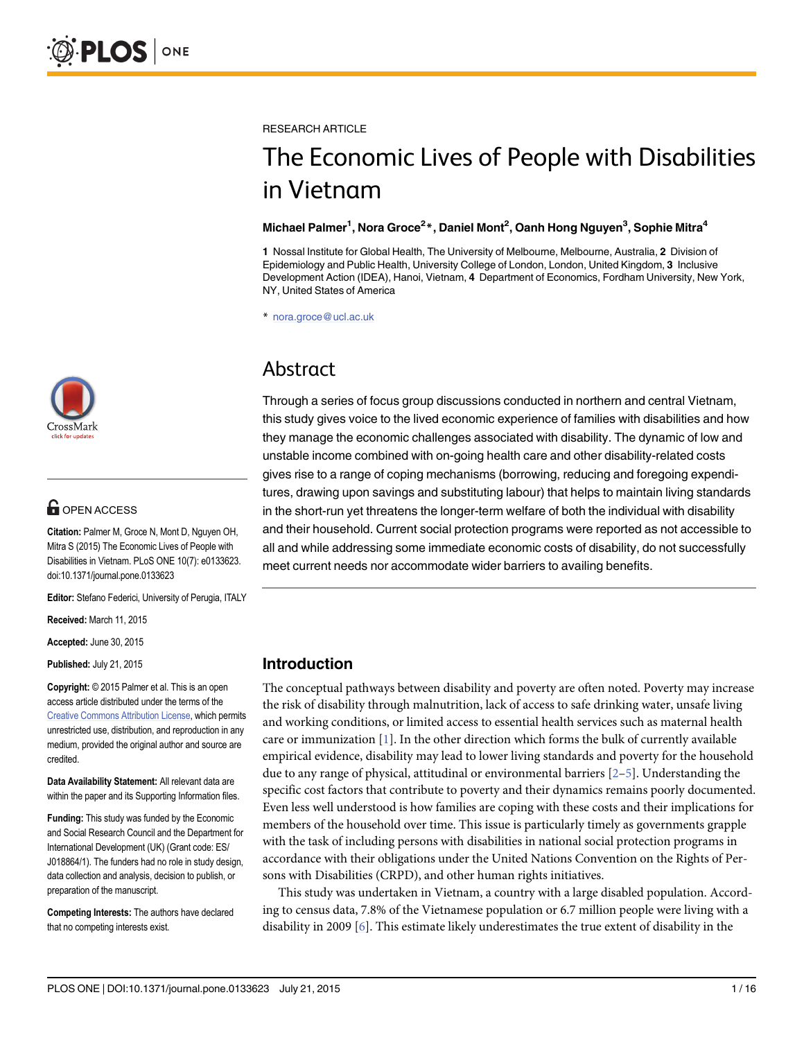RESEARCH ARTICLE

# The Economic Lives of People with Disabilities in Vietnam

**Michael Palmer[1], Nora Groce[2]*, Daniel Mont[2], Oanh Hong Nguyen[3], Sophie Mitra[4]**

**1** Nossal Institute for Global Health, The University of Melbourne, Melbourne, Australia, **2** Division of Epidemiology and Public Health, University College of London, London, United Kingdom, **3** Inclusive Development Action (IDEA), Hanoi, Vietnam, **4** Department of Economics, Fordham University, New York, NY, United States of America

* nora.groce@ucl.ac.uk

OPEN ACCESS

**Citation:** Palmer M, Groce N, Mont D, Nguyen OH, Mitra S (2015) The Economic Lives of People with Disabilities in Vietnam. PLoS ONE 10(7): e0133623. doi:10.1371/journal.pone.0133623

**Editor:** Stefano Federici, University of Perugia, ITALY

**Received:** March 11, 2015

**Accepted:** June 30, 2015

**Published:** July 21, 2015

**Copyright:** © 2015 Palmer et al. This is an open access article distributed under the terms of the Creative Commons Attribution License, which permits unrestricted use, distribution, and reproduction in any medium, provided the original author and source are credited.

**Data Availability Statement:** All relevant data are within the paper and its Supporting Information files.

**Funding:** This study was funded by the Economic and Social Research Council and the Department for International Development (UK) (Grant code: ES/J018864/1). The funders had no role in study design, data collection and analysis, decision to publish, or preparation of the manuscript.

**Competing Interests:** The authors have declared that no competing interests exist.

## Abstract

Through a series of focus group discussions conducted in northern and central Vietnam, this study gives voice to the lived economic experience of families with disabilities and how they manage the economic challenges associated with disability. The dynamic of low and unstable income combined with on-going health care and other disability-related costs gives rise to a range of coping mechanisms (borrowing, reducing and foregoing expenditures, drawing upon savings and substituting labour) that helps to maintain living standards in the short-run yet threatens the longer-term welfare of both the individual with disability and their household. Current social protection programs were reported as not accessible to all and while addressing some immediate economic costs of disability, do not successfully meet current needs nor accommodate wider barriers to availing benefits.

## Introduction

The conceptual pathways between disability and poverty are often noted. Poverty may increase the risk of disability through malnutrition, lack of access to safe drinking water, unsafe living and working conditions, or limited access to essential health services such as maternal health care or immunization [1]. In the other direction which forms the bulk of currently available empirical evidence, disability may lead to lower living standards and poverty for the household due to any range of physical, attitudinal or environmental barriers [2–5]. Understanding the specific cost factors that contribute to poverty and their dynamics remains poorly documented. Even less well understood is how families are coping with these costs and their implications for members of the household over time. This issue is particularly timely as governments grapple with the task of including persons with disabilities in national social protection programs in accordance with their obligations under the United Nations Convention on the Rights of Persons with Disabilities (CRPD), and other human rights initiatives.

This study was undertaken in Vietnam, a country with a large disabled population. According to census data, 7.8% of the Vietnamese population or 6.7 million people were living with a disability in 2009 [6]. This estimate likely underestimates the true extent of disability in the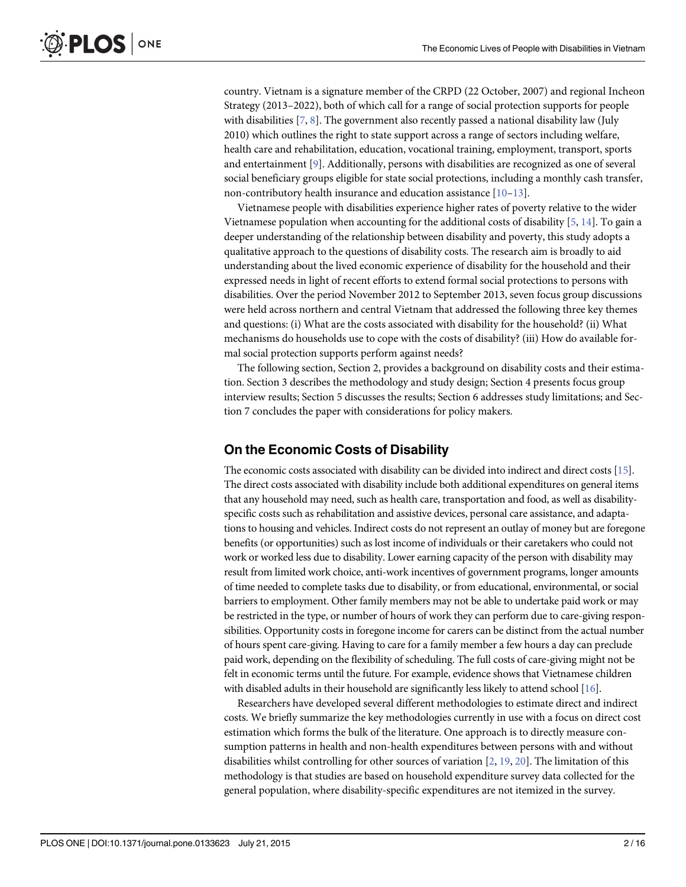country. Vietnam is a signature member of the CRPD (22 October, 2007) and regional Incheon Strategy (2013–2022), both of which call for a range of social protection supports for people with disabilities [7, 8]. The government also recently passed a national disability law (July 2010) which outlines the right to state support across a range of sectors including welfare, health care and rehabilitation, education, vocational training, employment, transport, sports and entertainment [9]. Additionally, persons with disabilities are recognized as one of several social beneficiary groups eligible for state social protections, including a monthly cash transfer, non-contributory health insurance and education assistance [10–13].

Vietnamese people with disabilities experience higher rates of poverty relative to the wider Vietnamese population when accounting for the additional costs of disability [5, 14]. To gain a deeper understanding of the relationship between disability and poverty, this study adopts a qualitative approach to the questions of disability costs. The research aim is broadly to aid understanding about the lived economic experience of disability for the household and their expressed needs in light of recent efforts to extend formal social protections to persons with disabilities. Over the period November 2012 to September 2013, seven focus group discussions were held across northern and central Vietnam that addressed the following three key themes and questions: (i) What are the costs associated with disability for the household? (ii) What mechanisms do households use to cope with the costs of disability? (iii) How do available formal social protection supports perform against needs?

The following section, Section 2, provides a background on disability costs and their estimation. Section 3 describes the methodology and study design; Section 4 presents focus group interview results; Section 5 discusses the results; Section 6 addresses study limitations; and Section 7 concludes the paper with considerations for policy makers.

## On the Economic Costs of Disability

The economic costs associated with disability can be divided into indirect and direct costs [15]. The direct costs associated with disability include both additional expenditures on general items that any household may need, such as health care, transportation and food, as well as disability-specific costs such as rehabilitation and assistive devices, personal care assistance, and adaptations to housing and vehicles. Indirect costs do not represent an outlay of money but are foregone benefits (or opportunities) such as lost income of individuals or their caretakers who could not work or worked less due to disability. Lower earning capacity of the person with disability may result from limited work choice, anti-work incentives of government programs, longer amounts of time needed to complete tasks due to disability, or from educational, environmental, or social barriers to employment. Other family members may not be able to undertake paid work or may be restricted in the type, or number of hours of work they can perform due to care-giving responsibilities. Opportunity costs in foregone income for carers can be distinct from the actual number of hours spent care-giving. Having to care for a family member a few hours a day can preclude paid work, depending on the flexibility of scheduling. The full costs of care-giving might not be felt in economic terms until the future. For example, evidence shows that Vietnamese children with disabled adults in their household are significantly less likely to attend school [16].

Researchers have developed several different methodologies to estimate direct and indirect costs. We briefly summarize the key methodologies currently in use with a focus on direct cost estimation which forms the bulk of the literature. One approach is to directly measure consumption patterns in health and non-health expenditures between persons with and without disabilities whilst controlling for other sources of variation [2, 19, 20]. The limitation of this methodology is that studies are based on household expenditure survey data collected for the general population, where disability-specific expenditures are not itemized in the survey.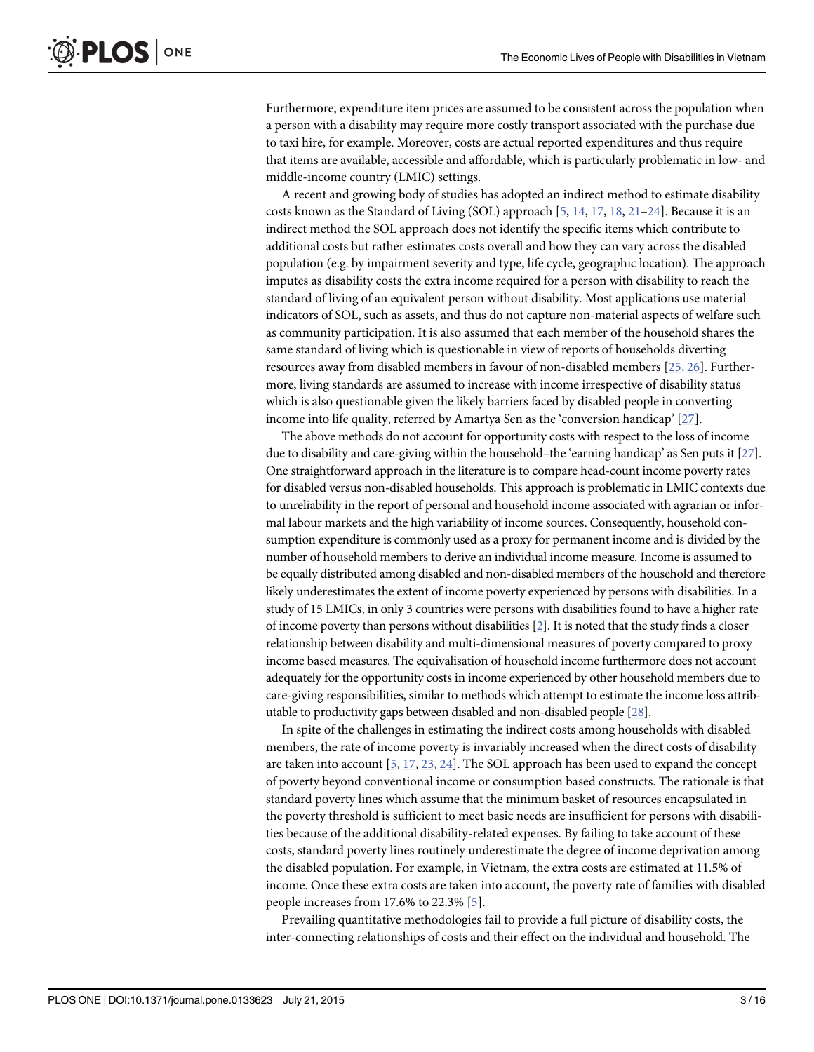Furthermore, expenditure item prices are assumed to be consistent across the population when a person with a disability may require more costly transport associated with the purchase due to taxi hire, for example. Moreover, costs are actual reported expenditures and thus require that items are available, accessible and affordable, which is particularly problematic in low- and middle-income country (LMIC) settings.

A recent and growing body of studies has adopted an indirect method to estimate disability costs known as the Standard of Living (SOL) approach [5, 14, 17, 18, 21–24]. Because it is an indirect method the SOL approach does not identify the specific items which contribute to additional costs but rather estimates costs overall and how they can vary across the disabled population (e.g. by impairment severity and type, life cycle, geographic location). The approach imputes as disability costs the extra income required for a person with disability to reach the standard of living of an equivalent person without disability. Most applications use material indicators of SOL, such as assets, and thus do not capture non-material aspects of welfare such as community participation. It is also assumed that each member of the household shares the same standard of living which is questionable in view of reports of households diverting resources away from disabled members in favour of non-disabled members [25, 26]. Furthermore, living standards are assumed to increase with income irrespective of disability status which is also questionable given the likely barriers faced by disabled people in converting income into life quality, referred by Amartya Sen as the 'conversion handicap' [27].

The above methods do not account for opportunity costs with respect to the loss of income due to disability and care-giving within the household–the 'earning handicap' as Sen puts it [27]. One straightforward approach in the literature is to compare head-count income poverty rates for disabled versus non-disabled households. This approach is problematic in LMIC contexts due to unreliability in the report of personal and household income associated with agrarian or informal labour markets and the high variability of income sources. Consequently, household consumption expenditure is commonly used as a proxy for permanent income and is divided by the number of household members to derive an individual income measure. Income is assumed to be equally distributed among disabled and non-disabled members of the household and therefore likely underestimates the extent of income poverty experienced by persons with disabilities. In a study of 15 LMICs, in only 3 countries were persons with disabilities found to have a higher rate of income poverty than persons without disabilities [2]. It is noted that the study finds a closer relationship between disability and multi-dimensional measures of poverty compared to proxy income based measures. The equivalisation of household income furthermore does not account adequately for the opportunity costs in income experienced by other household members due to care-giving responsibilities, similar to methods which attempt to estimate the income loss attributable to productivity gaps between disabled and non-disabled people [28].

In spite of the challenges in estimating the indirect costs among households with disabled members, the rate of income poverty is invariably increased when the direct costs of disability are taken into account [5, 17, 23, 24]. The SOL approach has been used to expand the concept of poverty beyond conventional income or consumption based constructs. The rationale is that standard poverty lines which assume that the minimum basket of resources encapsulated in the poverty threshold is sufficient to meet basic needs are insufficient for persons with disabilities because of the additional disability-related expenses. By failing to take account of these costs, standard poverty lines routinely underestimate the degree of income deprivation among the disabled population. For example, in Vietnam, the extra costs are estimated at 11.5% of income. Once these extra costs are taken into account, the poverty rate of families with disabled people increases from 17.6% to 22.3% [5].

Prevailing quantitative methodologies fail to provide a full picture of disability costs, the inter-connecting relationships of costs and their effect on the individual and household. The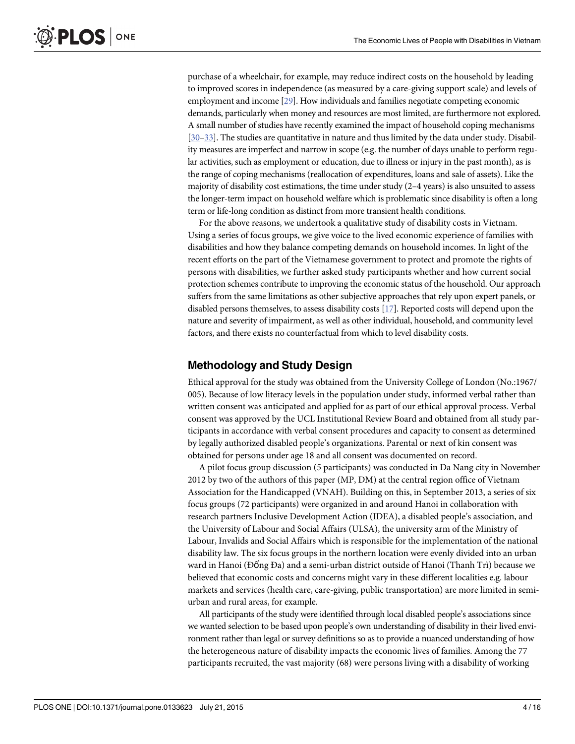purchase of a wheelchair, for example, may reduce indirect costs on the household by leading to improved scores in independence (as measured by a care-giving support scale) and levels of employment and income [29]. How individuals and families negotiate competing economic demands, particularly when money and resources are most limited, are furthermore not explored. A small number of studies have recently examined the impact of household coping mechanisms [30–33]. The studies are quantitative in nature and thus limited by the data under study. Disability measures are imperfect and narrow in scope (e.g. the number of days unable to perform regular activities, such as employment or education, due to illness or injury in the past month), as is the range of coping mechanisms (reallocation of expenditures, loans and sale of assets). Like the majority of disability cost estimations, the time under study (2–4 years) is also unsuited to assess the longer-term impact on household welfare which is problematic since disability is often a long term or life-long condition as distinct from more transient health conditions.

For the above reasons, we undertook a qualitative study of disability costs in Vietnam. Using a series of focus groups, we give voice to the lived economic experience of families with disabilities and how they balance competing demands on household incomes. In light of the recent efforts on the part of the Vietnamese government to protect and promote the rights of persons with disabilities, we further asked study participants whether and how current social protection schemes contribute to improving the economic status of the household. Our approach suffers from the same limitations as other subjective approaches that rely upon expert panels, or disabled persons themselves, to assess disability costs [17]. Reported costs will depend upon the nature and severity of impairment, as well as other individual, household, and community level factors, and there exists no counterfactual from which to level disability costs.

## Methodology and Study Design

Ethical approval for the study was obtained from the University College of London (No.:1967/005). Because of low literacy levels in the population under study, informed verbal rather than written consent was anticipated and applied for as part of our ethical approval process. Verbal consent was approved by the UCL Institutional Review Board and obtained from all study participants in accordance with verbal consent procedures and capacity to consent as determined by legally authorized disabled people's organizations. Parental or next of kin consent was obtained for persons under age 18 and all consent was documented on record.

A pilot focus group discussion (5 participants) was conducted in Da Nang city in November 2012 by two of the authors of this paper (MP, DM) at the central region office of Vietnam Association for the Handicapped (VNAH). Building on this, in September 2013, a series of six focus groups (72 participants) were organized in and around Hanoi in collaboration with research partners Inclusive Development Action (IDEA), a disabled people's association, and the University of Labour and Social Affairs (ULSA), the university arm of the Ministry of Labour, Invalids and Social Affairs which is responsible for the implementation of the national disability law. The six focus groups in the northern location were evenly divided into an urban ward in Hanoi (Đống Đa) and a semi-urban district outside of Hanoi (Thanh Trì) because we believed that economic costs and concerns might vary in these different localities e.g. labour markets and services (health care, care-giving, public transportation) are more limited in semi-urban and rural areas, for example.

All participants of the study were identified through local disabled people's associations since we wanted selection to be based upon people's own understanding of disability in their lived environment rather than legal or survey definitions so as to provide a nuanced understanding of how the heterogeneous nature of disability impacts the economic lives of families. Among the 77 participants recruited, the vast majority (68) were persons living with a disability of working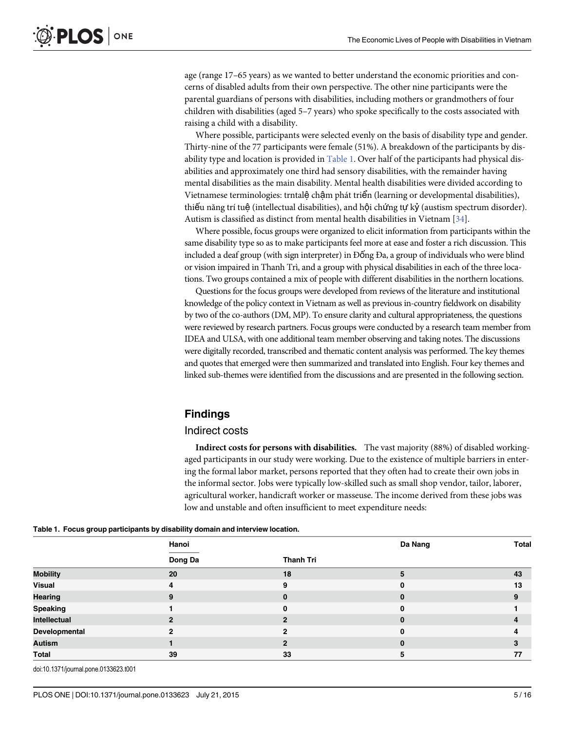age (range 17–65 years) as we wanted to better understand the economic priorities and concerns of disabled adults from their own perspective. The other nine participants were the parental guardians of persons with disabilities, including mothers or grandmothers of four children with disabilities (aged 5–7 years) who spoke specifically to the costs associated with raising a child with a disability.

Where possible, participants were selected evenly on the basis of disability type and gender. Thirty-nine of the 77 participants were female (51%). A breakdown of the participants by disability type and location is provided in Table 1. Over half of the participants had physical disabilities and approximately one third had sensory disabilities, with the remainder having mental disabilities as the main disability. Mental health disabilities were divided according to Vietnamese terminologies: trntalệ chậm phát triển (learning or developmental disabilities), thiếu năng trí tuệ (intellectual disabilities), and hội chứng tự kỷ (austism spectrum disorder). Autism is classified as distinct from mental health disabilities in Vietnam [34].

Where possible, focus groups were organized to elicit information from participants within the same disability type so as to make participants feel more at ease and foster a rich discussion. This included a deaf group (with sign interpreter) in Đống Đa, a group of individuals who were blind or vision impaired in Thanh Trì, and a group with physical disabilities in each of the three locations. Two groups contained a mix of people with different disabilities in the northern locations.

Questions for the focus groups were developed from reviews of the literature and institutional knowledge of the policy context in Vietnam as well as previous in-country fieldwork on disability by two of the co-authors (DM, MP). To ensure clarity and cultural appropriateness, the questions were reviewed by research partners. Focus groups were conducted by a research team member from IDEA and ULSA, with one additional team member observing and taking notes. The discussions were digitally recorded, transcribed and thematic content analysis was performed. The key themes and quotes that emerged were then summarized and translated into English. Four key themes and linked sub-themes were identified from the discussions and are presented in the following section.

## Findings

### Indirect costs

**Indirect costs for persons with disabilities.** The vast majority (88%) of disabled working-aged participants in our study were working. Due to the existence of multiple barriers in entering the formal labor market, persons reported that they often had to create their own jobs in the informal sector. Jobs were typically low-skilled such as small shop vendor, tailor, laborer, agricultural worker, handicraft worker or masseuse. The income derived from these jobs was low and unstable and often insufficient to meet expenditure needs:

**Table 1. Focus group participants by disability domain and interview location.**

| | Hanoi | | Da Nang | Total |
|---|---|---|---|---|
| | Dong Da | Thanh Tri | | |
| **Mobility** | 20 | 18 | 5 | 43 |
| **Visual** | 4 | 9 | 0 | 13 |
| **Hearing** | 9 | 0 | 0 | 9 |
| **Speaking** | 1 | 0 | 0 | 1 |
| **Intellectual** | 2 | 2 | 0 | 4 |
| **Developmental** | 2 | 2 | 0 | 4 |
| **Autism** | 1 | 2 | 0 | 3 |
| **Total** | 39 | 33 | 5 | 77 |

doi:10.1371/journal.pone.0133623.t001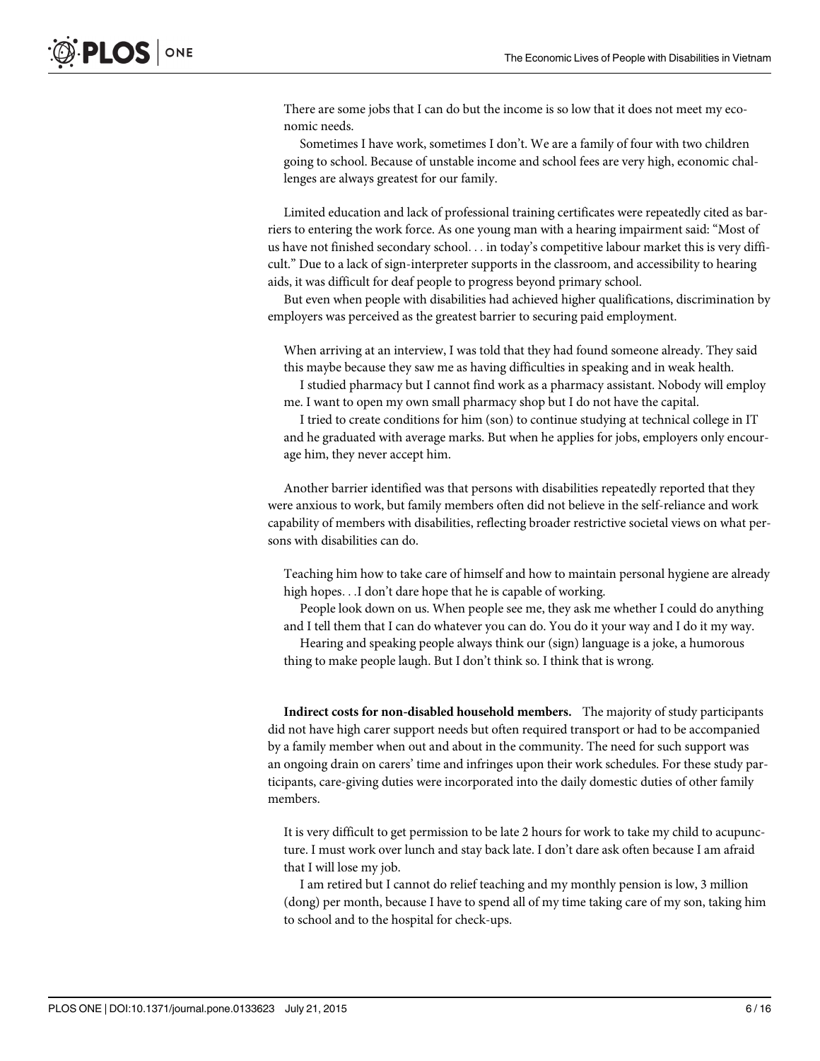> There are some jobs that I can do but the income is so low that it does not meet my economic needs.
>
> Sometimes I have work, sometimes I don't. We are a family of four with two children going to school. Because of unstable income and school fees are very high, economic challenges are always greatest for our family.

Limited education and lack of professional training certificates were repeatedly cited as barriers to entering the work force. As one young man with a hearing impairment said: "Most of us have not finished secondary school. . . in today's competitive labour market this is very difficult." Due to a lack of sign-interpreter supports in the classroom, and accessibility to hearing aids, it was difficult for deaf people to progress beyond primary school.

But even when people with disabilities had achieved higher qualifications, discrimination by employers was perceived as the greatest barrier to securing paid employment.

> When arriving at an interview, I was told that they had found someone already. They said this maybe because they saw me as having difficulties in speaking and in weak health.
>
> I studied pharmacy but I cannot find work as a pharmacy assistant. Nobody will employ me. I want to open my own small pharmacy shop but I do not have the capital.
>
> I tried to create conditions for him (son) to continue studying at technical college in IT and he graduated with average marks. But when he applies for jobs, employers only encourage him, they never accept him.

Another barrier identified was that persons with disabilities repeatedly reported that they were anxious to work, but family members often did not believe in the self-reliance and work capability of members with disabilities, reflecting broader restrictive societal views on what persons with disabilities can do.

> Teaching him how to take care of himself and how to maintain personal hygiene are already high hopes. . .I don't dare hope that he is capable of working.
>
> People look down on us. When people see me, they ask me whether I could do anything and I tell them that I can do whatever you can do. You do it your way and I do it my way.
>
> Hearing and speaking people always think our (sign) language is a joke, a humorous thing to make people laugh. But I don't think so. I think that is wrong.

**Indirect costs for non-disabled household members.** The majority of study participants did not have high carer support needs but often required transport or had to be accompanied by a family member when out and about in the community. The need for such support was an ongoing drain on carers' time and infringes upon their work schedules. For these study participants, care-giving duties were incorporated into the daily domestic duties of other family members.

> It is very difficult to get permission to be late 2 hours for work to take my child to acupuncture. I must work over lunch and stay back late. I don't dare ask often because I am afraid that I will lose my job.
>
> I am retired but I cannot do relief teaching and my monthly pension is low, 3 million (dong) per month, because I have to spend all of my time taking care of my son, taking him to school and to the hospital for check-ups.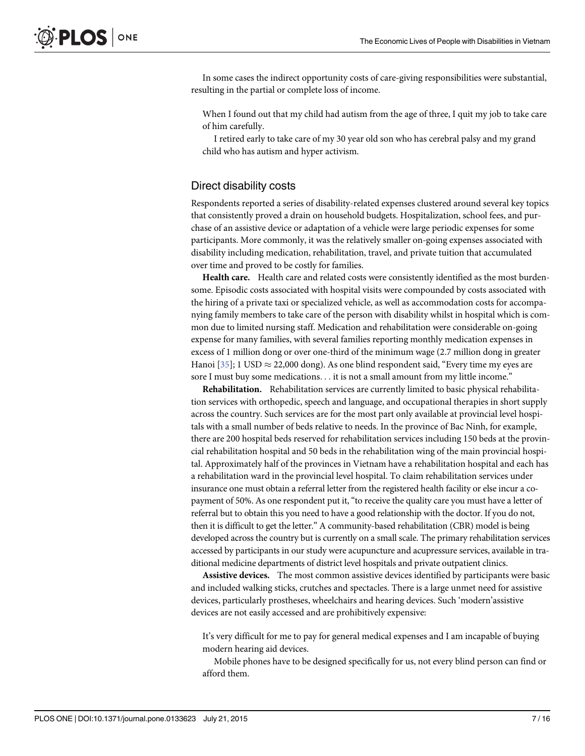In some cases the indirect opportunity costs of care-giving responsibilities were substantial, resulting in the partial or complete loss of income.

> When I found out that my child had autism from the age of three, I quit my job to take care of him carefully.
>
> I retired early to take care of my 30 year old son who has cerebral palsy and my grand child who has autism and hyper activism.

## Direct disability costs

Respondents reported a series of disability-related expenses clustered around several key topics that consistently proved a drain on household budgets. Hospitalization, school fees, and purchase of an assistive device or adaptation of a vehicle were large periodic expenses for some participants. More commonly, it was the relatively smaller on-going expenses associated with disability including medication, rehabilitation, travel, and private tuition that accumulated over time and proved to be costly for families.

**Health care.** Health care and related costs were consistently identified as the most burdensome. Episodic costs associated with hospital visits were compounded by costs associated with the hiring of a private taxi or specialized vehicle, as well as accommodation costs for accompanying family members to take care of the person with disability whilst in hospital which is common due to limited nursing staff. Medication and rehabilitation were considerable on-going expense for many families, with several families reporting monthly medication expenses in excess of 1 million dong or over one-third of the minimum wage (2.7 million dong in greater Hanoi [35]; 1 USD ≈ 22,000 dong). As one blind respondent said, "Every time my eyes are sore I must buy some medications. . . it is not a small amount from my little income."

**Rehabilitation.** Rehabilitation services are currently limited to basic physical rehabilitation services with orthopedic, speech and language, and occupational therapies in short supply across the country. Such services are for the most part only available at provincial level hospitals with a small number of beds relative to needs. In the province of Bac Ninh, for example, there are 200 hospital beds reserved for rehabilitation services including 150 beds at the provincial rehabilitation hospital and 50 beds in the rehabilitation wing of the main provincial hospital. Approximately half of the provinces in Vietnam have a rehabilitation hospital and each has a rehabilitation ward in the provincial level hospital. To claim rehabilitation services under insurance one must obtain a referral letter from the registered health facility or else incur a co-payment of 50%. As one respondent put it, "to receive the quality care you must have a letter of referral but to obtain this you need to have a good relationship with the doctor. If you do not, then it is difficult to get the letter." A community-based rehabilitation (CBR) model is being developed across the country but is currently on a small scale. The primary rehabilitation services accessed by participants in our study were acupuncture and acupressure services, available in traditional medicine departments of district level hospitals and private outpatient clinics.

**Assistive devices.** The most common assistive devices identified by participants were basic and included walking sticks, crutches and spectacles. There is a large unmet need for assistive devices, particularly prostheses, wheelchairs and hearing devices. Such 'modern'assistive devices are not easily accessed and are prohibitively expensive:

> It's very difficult for me to pay for general medical expenses and I am incapable of buying modern hearing aid devices.
>
> Mobile phones have to be designed specifically for us, not every blind person can find or afford them.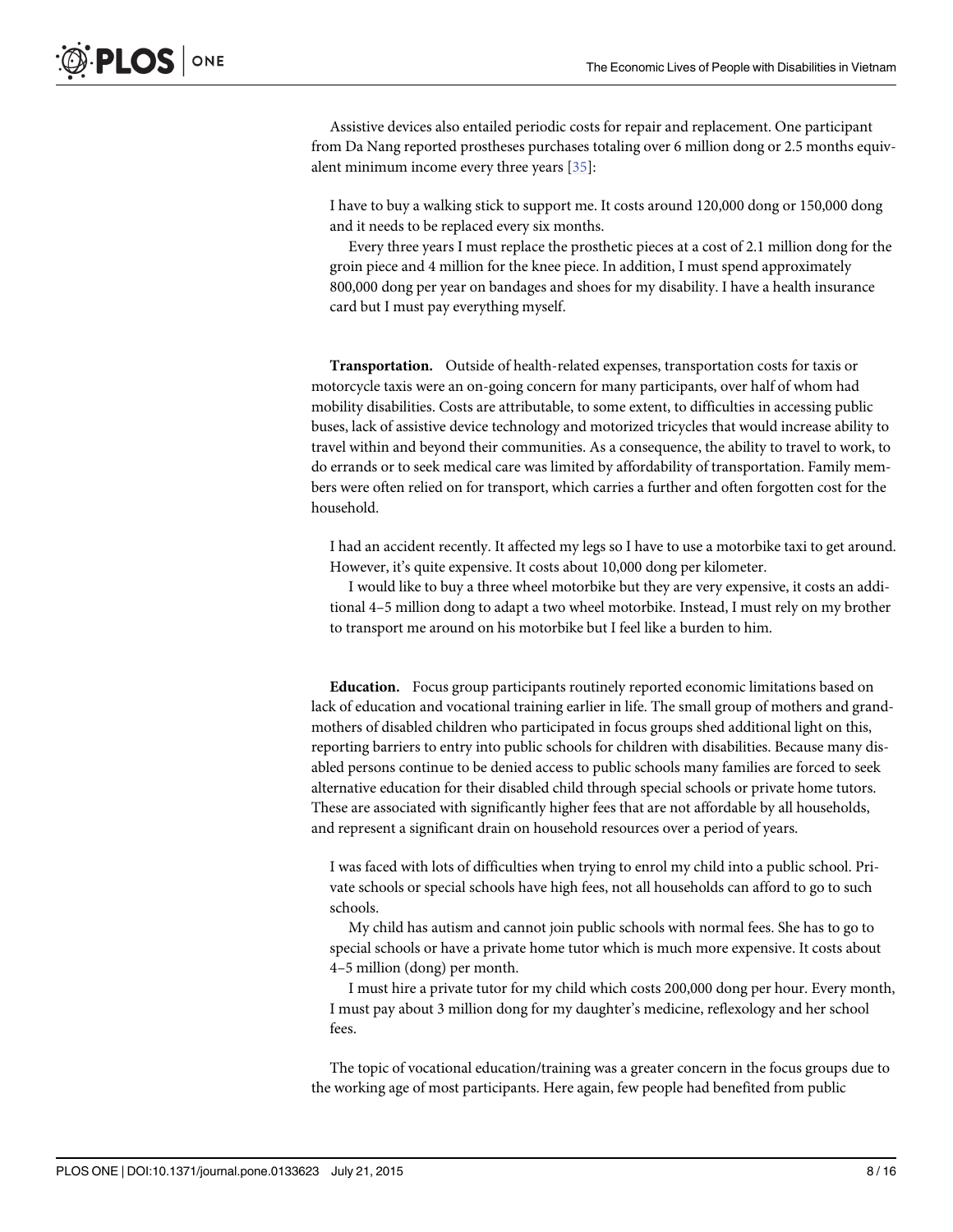Assistive devices also entailed periodic costs for repair and replacement. One participant from Da Nang reported prostheses purchases totaling over 6 million dong or 2.5 months equivalent minimum income every three years [35]:

> I have to buy a walking stick to support me. It costs around 120,000 dong or 150,000 dong and it needs to be replaced every six months.
>
> Every three years I must replace the prosthetic pieces at a cost of 2.1 million dong for the groin piece and 4 million for the knee piece. In addition, I must spend approximately 800,000 dong per year on bandages and shoes for my disability. I have a health insurance card but I must pay everything myself.

**Transportation.** Outside of health-related expenses, transportation costs for taxis or motorcycle taxis were an on-going concern for many participants, over half of whom had mobility disabilities. Costs are attributable, to some extent, to difficulties in accessing public buses, lack of assistive device technology and motorized tricycles that would increase ability to travel within and beyond their communities. As a consequence, the ability to travel to work, to do errands or to seek medical care was limited by affordability of transportation. Family members were often relied on for transport, which carries a further and often forgotten cost for the household.

> I had an accident recently. It affected my legs so I have to use a motorbike taxi to get around. However, it's quite expensive. It costs about 10,000 dong per kilometer.
>
> I would like to buy a three wheel motorbike but they are very expensive, it costs an additional 4–5 million dong to adapt a two wheel motorbike. Instead, I must rely on my brother to transport me around on his motorbike but I feel like a burden to him.

**Education.** Focus group participants routinely reported economic limitations based on lack of education and vocational training earlier in life. The small group of mothers and grandmothers of disabled children who participated in focus groups shed additional light on this, reporting barriers to entry into public schools for children with disabilities. Because many disabled persons continue to be denied access to public schools many families are forced to seek alternative education for their disabled child through special schools or private home tutors. These are associated with significantly higher fees that are not affordable by all households, and represent a significant drain on household resources over a period of years.

> I was faced with lots of difficulties when trying to enrol my child into a public school. Private schools or special schools have high fees, not all households can afford to go to such schools.
>
> My child has autism and cannot join public schools with normal fees. She has to go to special schools or have a private home tutor which is much more expensive. It costs about 4–5 million (dong) per month.
>
> I must hire a private tutor for my child which costs 200,000 dong per hour. Every month, I must pay about 3 million dong for my daughter's medicine, reflexology and her school fees.

The topic of vocational education/training was a greater concern in the focus groups due to the working age of most participants. Here again, few people had benefited from public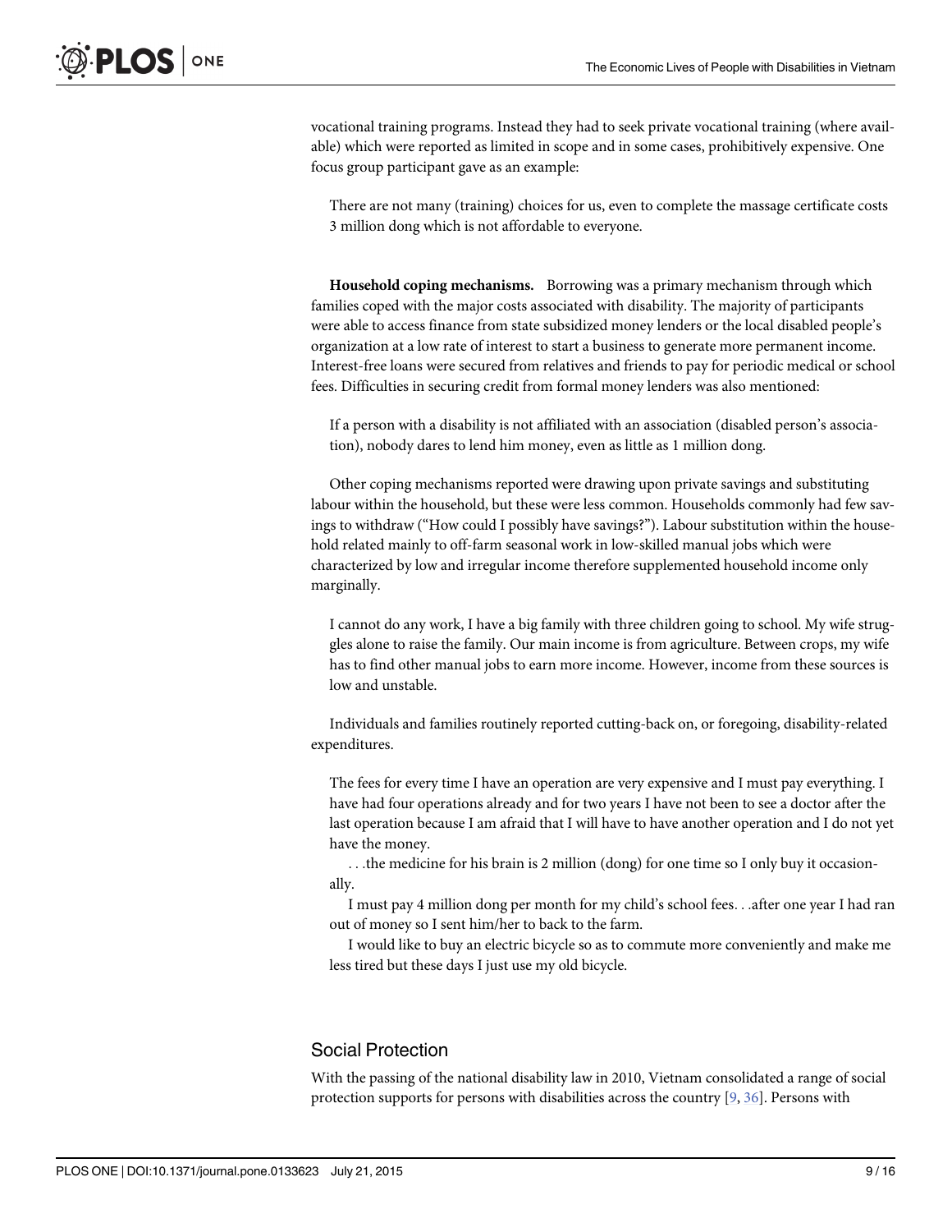vocational training programs. Instead they had to seek private vocational training (where available) which were reported as limited in scope and in some cases, prohibitively expensive. One focus group participant gave as an example:

> There are not many (training) choices for us, even to complete the massage certificate costs 3 million dong which is not affordable to everyone.

**Household coping mechanisms.** Borrowing was a primary mechanism through which families coped with the major costs associated with disability. The majority of participants were able to access finance from state subsidized money lenders or the local disabled people's organization at a low rate of interest to start a business to generate more permanent income. Interest-free loans were secured from relatives and friends to pay for periodic medical or school fees. Difficulties in securing credit from formal money lenders was also mentioned:

> If a person with a disability is not affiliated with an association (disabled person's association), nobody dares to lend him money, even as little as 1 million dong.

Other coping mechanisms reported were drawing upon private savings and substituting labour within the household, but these were less common. Households commonly had few savings to withdraw ("How could I possibly have savings?"). Labour substitution within the household related mainly to off-farm seasonal work in low-skilled manual jobs which were characterized by low and irregular income therefore supplemented household income only marginally.

> I cannot do any work, I have a big family with three children going to school. My wife struggles alone to raise the family. Our main income is from agriculture. Between crops, my wife has to find other manual jobs to earn more income. However, income from these sources is low and unstable.

Individuals and families routinely reported cutting-back on, or foregoing, disability-related expenditures.

> The fees for every time I have an operation are very expensive and I must pay everything. I have had four operations already and for two years I have not been to see a doctor after the last operation because I am afraid that I will have to have another operation and I do not yet have the money.
>
> . . .the medicine for his brain is 2 million (dong) for one time so I only buy it occasionally.
>
> I must pay 4 million dong per month for my child's school fees. . .after one year I had ran out of money so I sent him/her to back to the farm.
>
> I would like to buy an electric bicycle so as to commute more conveniently and make me less tired but these days I just use my old bicycle.

## Social Protection

With the passing of the national disability law in 2010, Vietnam consolidated a range of social protection supports for persons with disabilities across the country [9, 36]. Persons with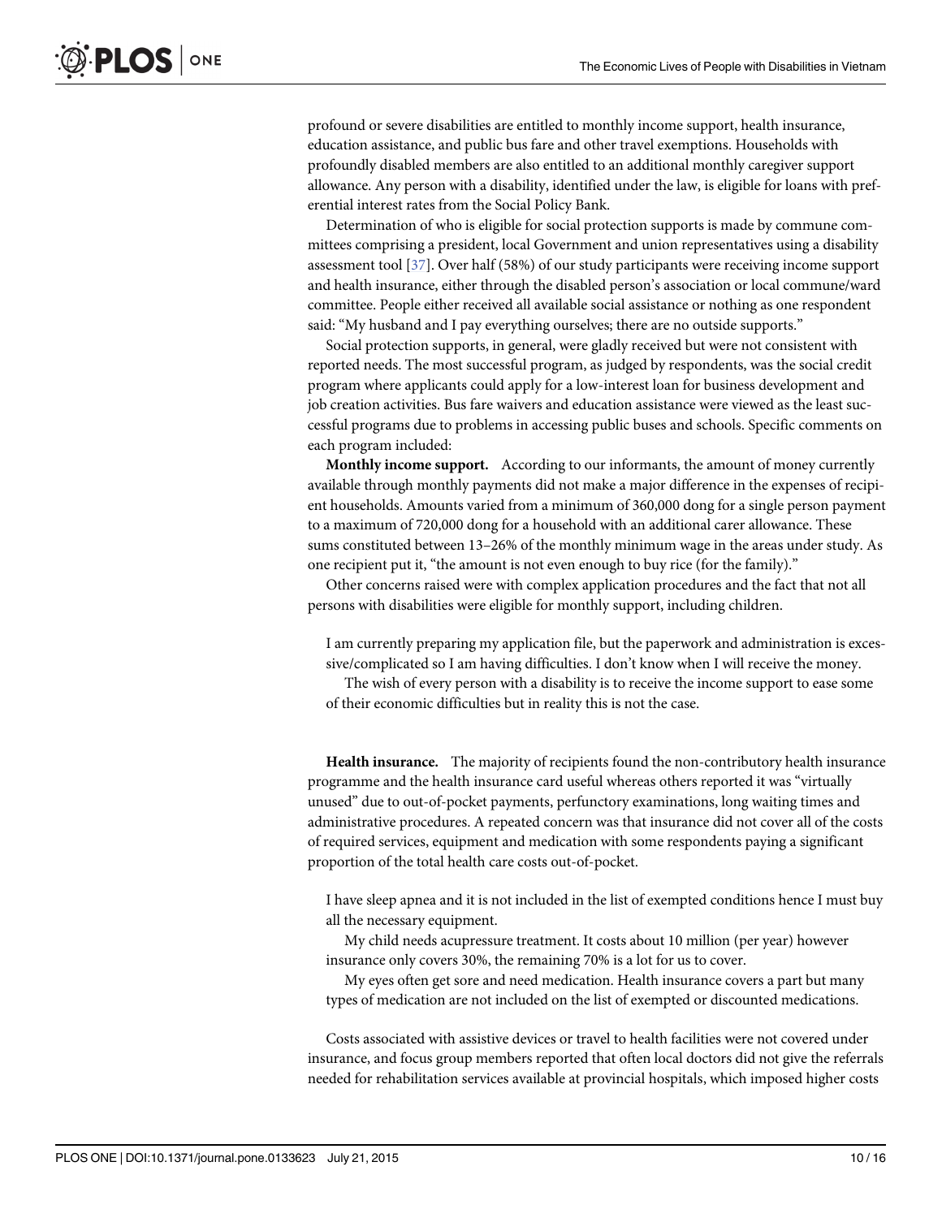profound or severe disabilities are entitled to monthly income support, health insurance, education assistance, and public bus fare and other travel exemptions. Households with profoundly disabled members are also entitled to an additional monthly caregiver support allowance. Any person with a disability, identified under the law, is eligible for loans with preferential interest rates from the Social Policy Bank.

Determination of who is eligible for social protection supports is made by commune committees comprising a president, local Government and union representatives using a disability assessment tool [37]. Over half (58%) of our study participants were receiving income support and health insurance, either through the disabled person's association or local commune/ward committee. People either received all available social assistance or nothing as one respondent said: "My husband and I pay everything ourselves; there are no outside supports."

Social protection supports, in general, were gladly received but were not consistent with reported needs. The most successful program, as judged by respondents, was the social credit program where applicants could apply for a low-interest loan for business development and job creation activities. Bus fare waivers and education assistance were viewed as the least successful programs due to problems in accessing public buses and schools. Specific comments on each program included:

**Monthly income support.** According to our informants, the amount of money currently available through monthly payments did not make a major difference in the expenses of recipient households. Amounts varied from a minimum of 360,000 dong for a single person payment to a maximum of 720,000 dong for a household with an additional carer allowance. These sums constituted between 13–26% of the monthly minimum wage in the areas under study. As one recipient put it, "the amount is not even enough to buy rice (for the family)."

Other concerns raised were with complex application procedures and the fact that not all persons with disabilities were eligible for monthly support, including children.

> I am currently preparing my application file, but the paperwork and administration is excessive/complicated so I am having difficulties. I don't know when I will receive the money.
>
> The wish of every person with a disability is to receive the income support to ease some of their economic difficulties but in reality this is not the case.

**Health insurance.** The majority of recipients found the non-contributory health insurance programme and the health insurance card useful whereas others reported it was "virtually unused" due to out-of-pocket payments, perfunctory examinations, long waiting times and administrative procedures. A repeated concern was that insurance did not cover all of the costs of required services, equipment and medication with some respondents paying a significant proportion of the total health care costs out-of-pocket.

> I have sleep apnea and it is not included in the list of exempted conditions hence I must buy all the necessary equipment.
>
> My child needs acupressure treatment. It costs about 10 million (per year) however insurance only covers 30%, the remaining 70% is a lot for us to cover.
>
> My eyes often get sore and need medication. Health insurance covers a part but many types of medication are not included on the list of exempted or discounted medications.

Costs associated with assistive devices or travel to health facilities were not covered under insurance, and focus group members reported that often local doctors did not give the referrals needed for rehabilitation services available at provincial hospitals, which imposed higher costs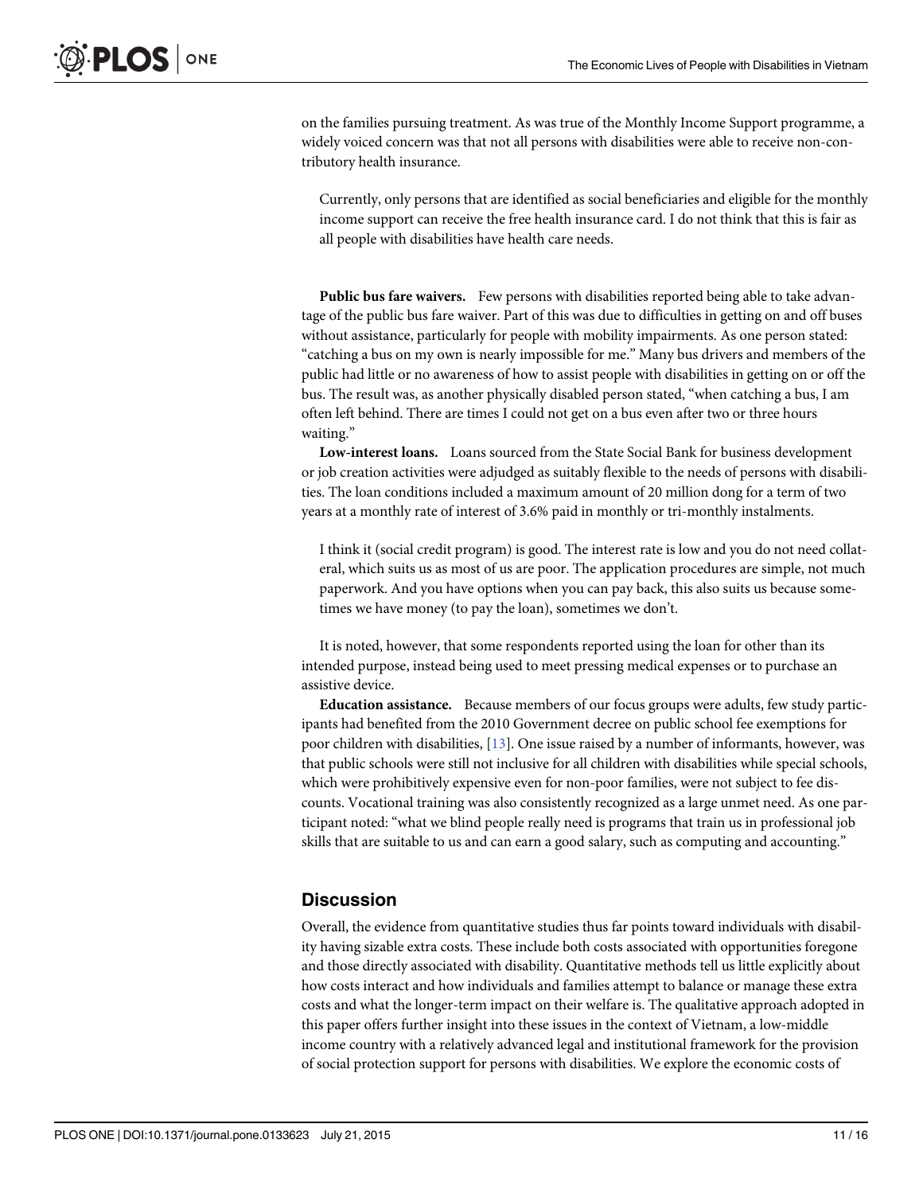on the families pursuing treatment. As was true of the Monthly Income Support programme, a widely voiced concern was that not all persons with disabilities were able to receive non-contributory health insurance.

> Currently, only persons that are identified as social beneficiaries and eligible for the monthly income support can receive the free health insurance card. I do not think that this is fair as all people with disabilities have health care needs.

**Public bus fare waivers.** Few persons with disabilities reported being able to take advantage of the public bus fare waiver. Part of this was due to difficulties in getting on and off buses without assistance, particularly for people with mobility impairments. As one person stated: "catching a bus on my own is nearly impossible for me." Many bus drivers and members of the public had little or no awareness of how to assist people with disabilities in getting on or off the bus. The result was, as another physically disabled person stated, "when catching a bus, I am often left behind. There are times I could not get on a bus even after two or three hours waiting."

**Low-interest loans.** Loans sourced from the State Social Bank for business development or job creation activities were adjudged as suitably flexible to the needs of persons with disabilities. The loan conditions included a maximum amount of 20 million dong for a term of two years at a monthly rate of interest of 3.6% paid in monthly or tri-monthly instalments.

> I think it (social credit program) is good. The interest rate is low and you do not need collateral, which suits us as most of us are poor. The application procedures are simple, not much paperwork. And you have options when you can pay back, this also suits us because sometimes we have money (to pay the loan), sometimes we don't.

It is noted, however, that some respondents reported using the loan for other than its intended purpose, instead being used to meet pressing medical expenses or to purchase an assistive device.

**Education assistance.** Because members of our focus groups were adults, few study participants had benefited from the 2010 Government decree on public school fee exemptions for poor children with disabilities, [13]. One issue raised by a number of informants, however, was that public schools were still not inclusive for all children with disabilities while special schools, which were prohibitively expensive even for non-poor families, were not subject to fee discounts. Vocational training was also consistently recognized as a large unmet need. As one participant noted: "what we blind people really need is programs that train us in professional job skills that are suitable to us and can earn a good salary, such as computing and accounting."

## Discussion

Overall, the evidence from quantitative studies thus far points toward individuals with disability having sizable extra costs. These include both costs associated with opportunities foregone and those directly associated with disability. Quantitative methods tell us little explicitly about how costs interact and how individuals and families attempt to balance or manage these extra costs and what the longer-term impact on their welfare is. The qualitative approach adopted in this paper offers further insight into these issues in the context of Vietnam, a low-middle income country with a relatively advanced legal and institutional framework for the provision of social protection support for persons with disabilities. We explore the economic costs of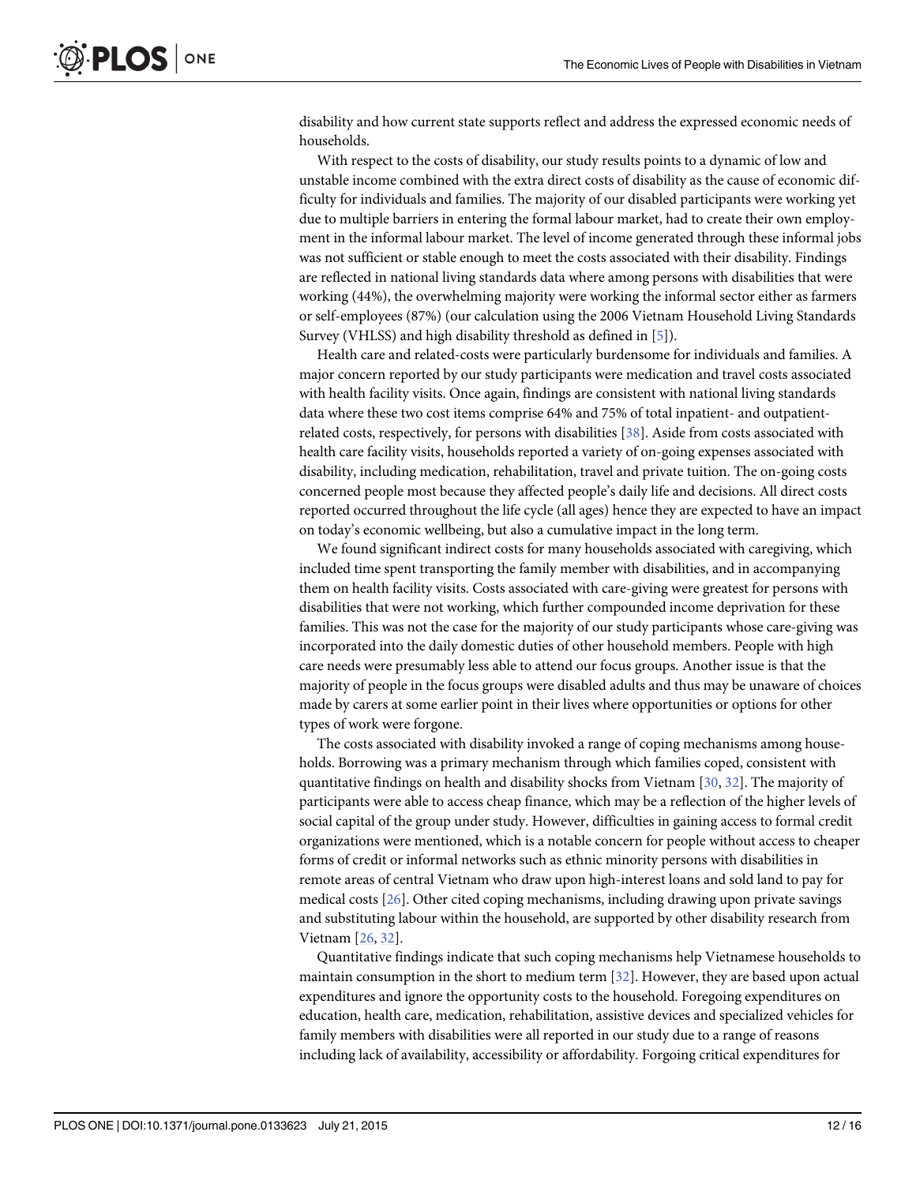disability and how current state supports reflect and address the expressed economic needs of households.

With respect to the costs of disability, our study results points to a dynamic of low and unstable income combined with the extra direct costs of disability as the cause of economic difficulty for individuals and families. The majority of our disabled participants were working yet due to multiple barriers in entering the formal labour market, had to create their own employment in the informal labour market. The level of income generated through these informal jobs was not sufficient or stable enough to meet the costs associated with their disability. Findings are reflected in national living standards data where among persons with disabilities that were working (44%), the overwhelming majority were working the informal sector either as farmers or self-employees (87%) (our calculation using the 2006 Vietnam Household Living Standards Survey (VHLSS) and high disability threshold as defined in [5]).

Health care and related-costs were particularly burdensome for individuals and families. A major concern reported by our study participants were medication and travel costs associated with health facility visits. Once again, findings are consistent with national living standards data where these two cost items comprise 64% and 75% of total inpatient- and outpatient-related costs, respectively, for persons with disabilities [38]. Aside from costs associated with health care facility visits, households reported a variety of on-going expenses associated with disability, including medication, rehabilitation, travel and private tuition. The on-going costs concerned people most because they affected people's daily life and decisions. All direct costs reported occurred throughout the life cycle (all ages) hence they are expected to have an impact on today's economic wellbeing, but also a cumulative impact in the long term.

We found significant indirect costs for many households associated with caregiving, which included time spent transporting the family member with disabilities, and in accompanying them on health facility visits. Costs associated with care-giving were greatest for persons with disabilities that were not working, which further compounded income deprivation for these families. This was not the case for the majority of our study participants whose care-giving was incorporated into the daily domestic duties of other household members. People with high care needs were presumably less able to attend our focus groups. Another issue is that the majority of people in the focus groups were disabled adults and thus may be unaware of choices made by carers at some earlier point in their lives where opportunities or options for other types of work were forgone.

The costs associated with disability invoked a range of coping mechanisms among households. Borrowing was a primary mechanism through which families coped, consistent with quantitative findings on health and disability shocks from Vietnam [30, 32]. The majority of participants were able to access cheap finance, which may be a reflection of the higher levels of social capital of the group under study. However, difficulties in gaining access to formal credit organizations were mentioned, which is a notable concern for people without access to cheaper forms of credit or informal networks such as ethnic minority persons with disabilities in remote areas of central Vietnam who draw upon high-interest loans and sold land to pay for medical costs [26]. Other cited coping mechanisms, including drawing upon private savings and substituting labour within the household, are supported by other disability research from Vietnam [26, 32].

Quantitative findings indicate that such coping mechanisms help Vietnamese households to maintain consumption in the short to medium term [32]. However, they are based upon actual expenditures and ignore the opportunity costs to the household. Foregoing expenditures on education, health care, medication, rehabilitation, assistive devices and specialized vehicles for family members with disabilities were all reported in our study due to a range of reasons including lack of availability, accessibility or affordability. Forgoing critical expenditures for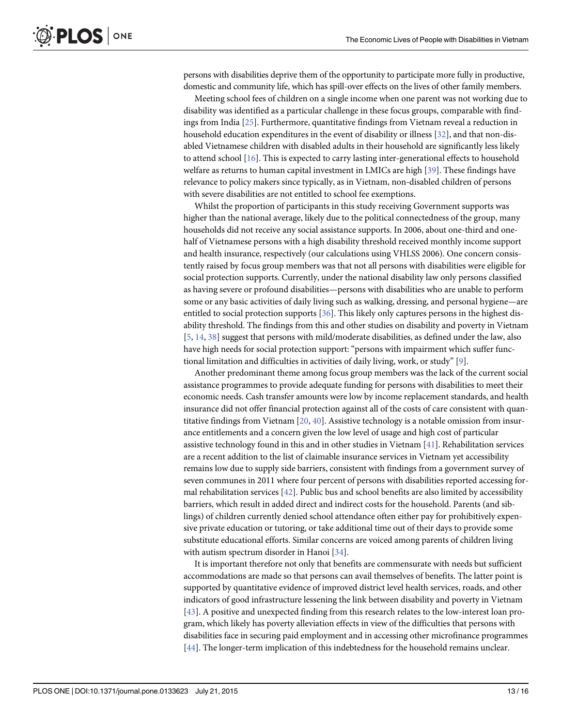persons with disabilities deprive them of the opportunity to participate more fully in productive, domestic and community life, which has spill-over effects on the lives of other family members.

Meeting school fees of children on a single income when one parent was not working due to disability was identified as a particular challenge in these focus groups, comparable with findings from India [25]. Furthermore, quantitative findings from Vietnam reveal a reduction in household education expenditures in the event of disability or illness [32], and that non-disabled Vietnamese children with disabled adults in their household are significantly less likely to attend school [16]. This is expected to carry lasting inter-generational effects to household welfare as returns to human capital investment in LMICs are high [39]. These findings have relevance to policy makers since typically, as in Vietnam, non-disabled children of persons with severe disabilities are not entitled to school fee exemptions.

Whilst the proportion of participants in this study receiving Government supports was higher than the national average, likely due to the political connectedness of the group, many households did not receive any social assistance supports. In 2006, about one-third and one-half of Vietnamese persons with a high disability threshold received monthly income support and health insurance, respectively (our calculations using VHLSS 2006). One concern consistently raised by focus group members was that not all persons with disabilities were eligible for social protection supports. Currently, under the national disability law only persons classified as having severe or profound disabilities—persons with disabilities who are unable to perform some or any basic activities of daily living such as walking, dressing, and personal hygiene—are entitled to social protection supports [36]. This likely only captures persons in the highest disability threshold. The findings from this and other studies on disability and poverty in Vietnam [5, 14, 38] suggest that persons with mild/moderate disabilities, as defined under the law, also have high needs for social protection support: "persons with impairment which suffer functional limitation and difficulties in activities of daily living, work, or study" [9].

Another predominant theme among focus group members was the lack of the current social assistance programmes to provide adequate funding for persons with disabilities to meet their economic needs. Cash transfer amounts were low by income replacement standards, and health insurance did not offer financial protection against all of the costs of care consistent with quantitative findings from Vietnam [20, 40]. Assistive technology is a notable omission from insurance entitlements and a concern given the low level of usage and high cost of particular assistive technology found in this and in other studies in Vietnam [41]. Rehabilitation services are a recent addition to the list of claimable insurance services in Vietnam yet accessibility remains low due to supply side barriers, consistent with findings from a government survey of seven communes in 2011 where four percent of persons with disabilities reported accessing formal rehabilitation services [42]. Public bus and school benefits are also limited by accessibility barriers, which result in added direct and indirect costs for the household. Parents (and siblings) of children currently denied school attendance often either pay for prohibitively expensive private education or tutoring, or take additional time out of their days to provide some substitute educational efforts. Similar concerns are voiced among parents of children living with autism spectrum disorder in Hanoi [34].

It is important therefore not only that benefits are commensurate with needs but sufficient accommodations are made so that persons can avail themselves of benefits. The latter point is supported by quantitative evidence of improved district level health services, roads, and other indicators of good infrastructure lessening the link between disability and poverty in Vietnam [43]. A positive and unexpected finding from this research relates to the low-interest loan program, which likely has poverty alleviation effects in view of the difficulties that persons with disabilities face in securing paid employment and in accessing other microfinance programmes [44]. The longer-term implication of this indebtedness for the household remains unclear.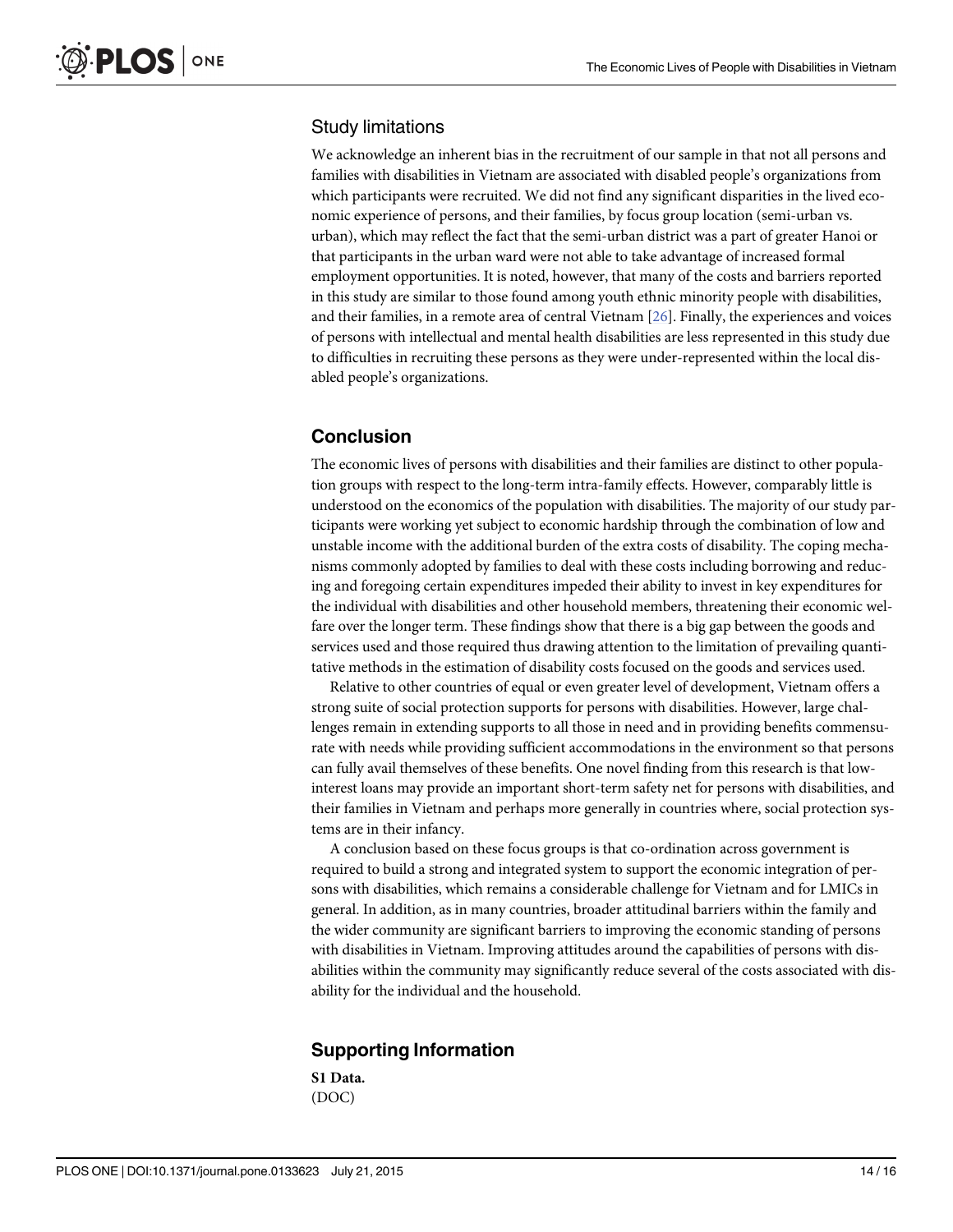### Study limitations

We acknowledge an inherent bias in the recruitment of our sample in that not all persons and families with disabilities in Vietnam are associated with disabled people's organizations from which participants were recruited. We did not find any significant disparities in the lived economic experience of persons, and their families, by focus group location (semi-urban vs. urban), which may reflect the fact that the semi-urban district was a part of greater Hanoi or that participants in the urban ward were not able to take advantage of increased formal employment opportunities. It is noted, however, that many of the costs and barriers reported in this study are similar to those found among youth ethnic minority people with disabilities, and their families, in a remote area of central Vietnam [26]. Finally, the experiences and voices of persons with intellectual and mental health disabilities are less represented in this study due to difficulties in recruiting these persons as they were under-represented within the local disabled people's organizations.

## Conclusion

The economic lives of persons with disabilities and their families are distinct to other population groups with respect to the long-term intra-family effects. However, comparably little is understood on the economics of the population with disabilities. The majority of our study participants were working yet subject to economic hardship through the combination of low and unstable income with the additional burden of the extra costs of disability. The coping mechanisms commonly adopted by families to deal with these costs including borrowing and reducing and foregoing certain expenditures impeded their ability to invest in key expenditures for the individual with disabilities and other household members, threatening their economic welfare over the longer term. These findings show that there is a big gap between the goods and services used and those required thus drawing attention to the limitation of prevailing quantitative methods in the estimation of disability costs focused on the goods and services used.

Relative to other countries of equal or even greater level of development, Vietnam offers a strong suite of social protection supports for persons with disabilities. However, large challenges remain in extending supports to all those in need and in providing benefits commensurate with needs while providing sufficient accommodations in the environment so that persons can fully avail themselves of these benefits. One novel finding from this research is that low-interest loans may provide an important short-term safety net for persons with disabilities, and their families in Vietnam and perhaps more generally in countries where, social protection systems are in their infancy.

A conclusion based on these focus groups is that co-ordination across government is required to build a strong and integrated system to support the economic integration of persons with disabilities, which remains a considerable challenge for Vietnam and for LMICs in general. In addition, as in many countries, broader attitudinal barriers within the family and the wider community are significant barriers to improving the economic standing of persons with disabilities in Vietnam. Improving attitudes around the capabilities of persons with disabilities within the community may significantly reduce several of the costs associated with disability for the individual and the household.

## Supporting Information

**S1 Data.**
(DOC)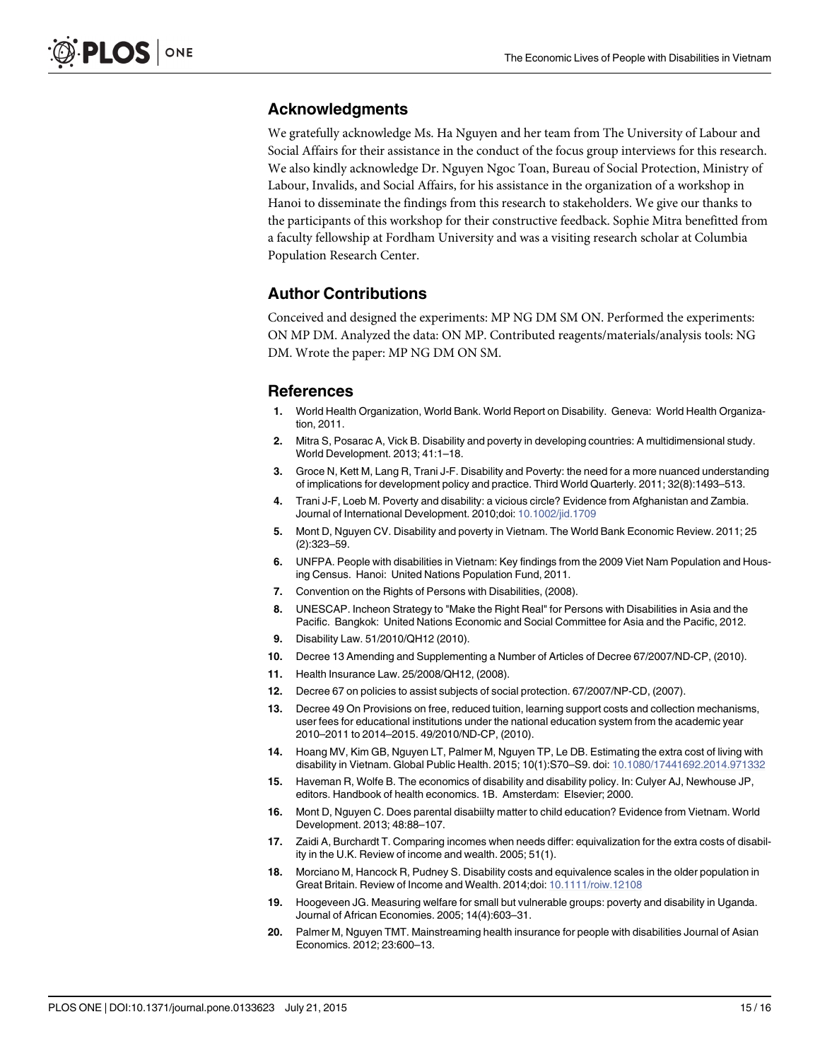## Acknowledgments

We gratefully acknowledge Ms. Ha Nguyen and her team from The University of Labour and Social Affairs for their assistance in the conduct of the focus group interviews for this research. We also kindly acknowledge Dr. Nguyen Ngoc Toan, Bureau of Social Protection, Ministry of Labour, Invalids, and Social Affairs, for his assistance in the organization of a workshop in Hanoi to disseminate the findings from this research to stakeholders. We give our thanks to the participants of this workshop for their constructive feedback. Sophie Mitra benefitted from a faculty fellowship at Fordham University and was a visiting research scholar at Columbia Population Research Center.

## Author Contributions

Conceived and designed the experiments: MP NG DM SM ON. Performed the experiments: ON MP DM. Analyzed the data: ON MP. Contributed reagents/materials/analysis tools: NG DM. Wrote the paper: MP NG DM ON SM.

## References

1. World Health Organization, World Bank. World Report on Disability. Geneva: World Health Organization, 2011.
2. Mitra S, Posarac A, Vick B. Disability and poverty in developing countries: A multidimensional study. World Development. 2013; 41:1–18.
3. Groce N, Kett M, Lang R, Trani J-F. Disability and Poverty: the need for a more nuanced understanding of implications for development policy and practice. Third World Quarterly. 2011; 32(8):1493–513.
4. Trani J-F, Loeb M. Poverty and disability: a vicious circle? Evidence from Afghanistan and Zambia. Journal of International Development. 2010;doi: 10.1002/jid.1709
5. Mont D, Nguyen CV. Disability and poverty in Vietnam. The World Bank Economic Review. 2011; 25 (2):323–59.
6. UNFPA. People with disabilities in Vietnam: Key findings from the 2009 Viet Nam Population and Housing Census. Hanoi: United Nations Population Fund, 2011.
7. Convention on the Rights of Persons with Disabilities, (2008).
8. UNESCAP. Incheon Strategy to "Make the Right Real" for Persons with Disabilities in Asia and the Pacific. Bangkok: United Nations Economic and Social Committee for Asia and the Pacific, 2012.
9. Disability Law. 51/2010/QH12 (2010).
10. Decree 13 Amending and Supplementing a Number of Articles of Decree 67/2007/ND-CP, (2010).
11. Health Insurance Law. 25/2008/QH12, (2008).
12. Decree 67 on policies to assist subjects of social protection. 67/2007/NP-CD, (2007).
13. Decree 49 On Provisions on free, reduced tuition, learning support costs and collection mechanisms, user fees for educational institutions under the national education system from the academic year 2010–2011 to 2014–2015. 49/2010/ND-CP, (2010).
14. Hoang MV, Kim GB, Nguyen LT, Palmer M, Nguyen TP, Le DB. Estimating the extra cost of living with disability in Vietnam. Global Public Health. 2015; 10(1):S70–S9. doi: 10.1080/17441692.2014.971332
15. Haveman R, Wolfe B. The economics of disability and disability policy. In: Culyer AJ, Newhouse JP, editors. Handbook of health economics. 1B. Amsterdam: Elsevier; 2000.
16. Mont D, Nguyen C. Does parental disabiilty matter to child education? Evidence from Vietnam. World Development. 2013; 48:88–107.
17. Zaidi A, Burchardt T. Comparing incomes when needs differ: equivalization for the extra costs of disability in the U.K. Review of income and wealth. 2005; 51(1).
18. Morciano M, Hancock R, Pudney S. Disability costs and equivalence scales in the older population in Great Britain. Review of Income and Wealth. 2014;doi: 10.1111/roiw.12108
19. Hoogeveen JG. Measuring welfare for small but vulnerable groups: poverty and disability in Uganda. Journal of African Economies. 2005; 14(4):603–31.
20. Palmer M, Nguyen TMT. Mainstreaming health insurance for people with disabilities Journal of Asian Economics. 2012; 23:600–13.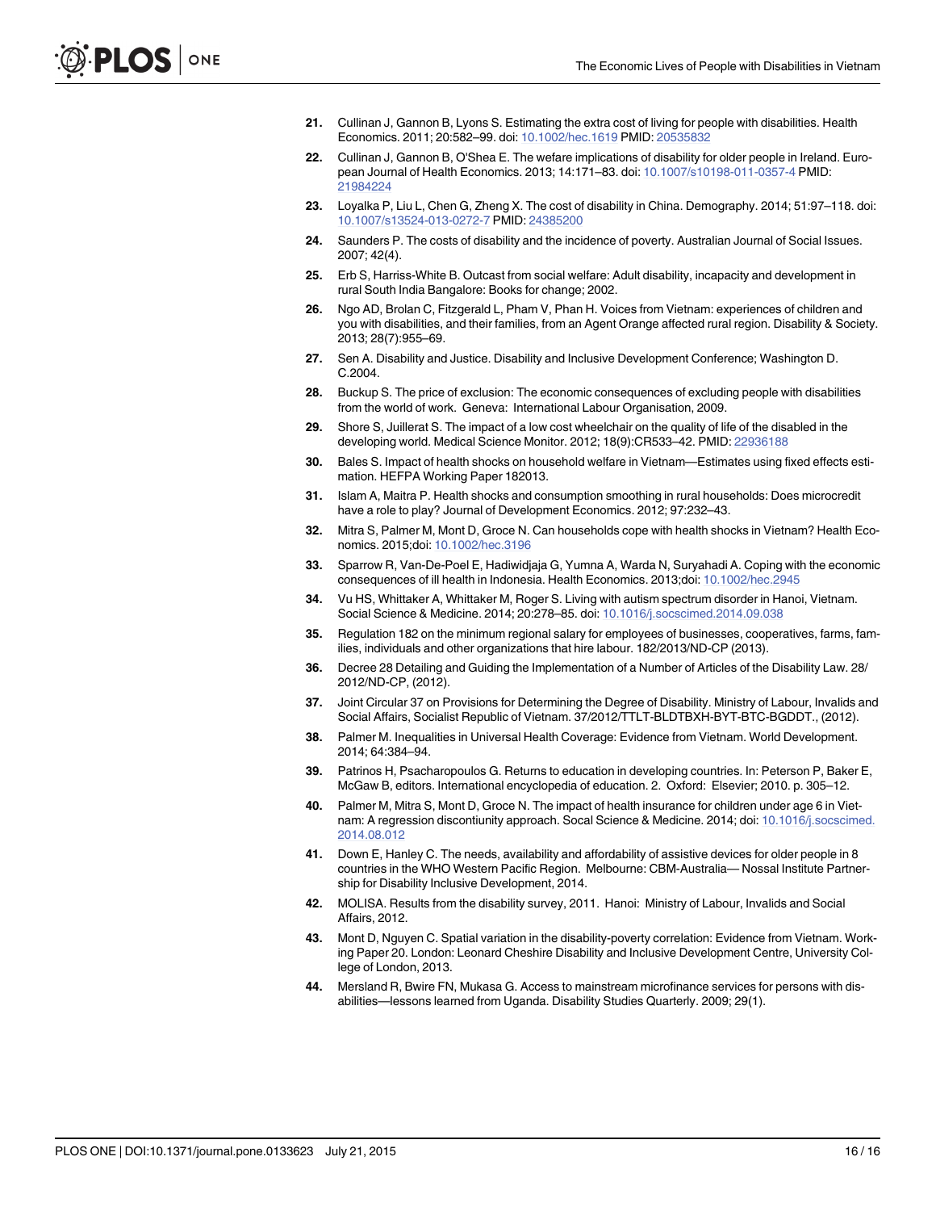21. Cullinan J, Gannon B, Lyons S. Estimating the extra cost of living for people with disabilities. Health Economics. 2011; 20:582–99. doi: 10.1002/hec.1619 PMID: 20535832
22. Cullinan J, Gannon B, O'Shea E. The wefare implications of disability for older people in Ireland. European Journal of Health Economics. 2013; 14:171–83. doi: 10.1007/s10198-011-0357-4 PMID: 21984224
23. Loyalka P, Liu L, Chen G, Zheng X. The cost of disability in China. Demography. 2014; 51:97–118. doi: 10.1007/s13524-013-0272-7 PMID: 24385200
24. Saunders P. The costs of disability and the incidence of poverty. Australian Journal of Social Issues. 2007; 42(4).
25. Erb S, Harriss-White B. Outcast from social welfare: Adult disability, incapacity and development in rural South India Bangalore: Books for change; 2002.
26. Ngo AD, Brolan C, Fitzgerald L, Pham V, Phan H. Voices from Vietnam: experiences of children and you with disabilities, and their families, from an Agent Orange affected rural region. Disability & Society. 2013; 28(7):955–69.
27. Sen A. Disability and Justice. Disability and Inclusive Development Conference; Washington D. C.2004.
28. Buckup S. The price of exclusion: The economic consequences of excluding people with disabilities from the world of work. Geneva: International Labour Organisation, 2009.
29. Shore S, Juillerat S. The impact of a low cost wheelchair on the quality of life of the disabled in the developing world. Medical Science Monitor. 2012; 18(9):CR533–42. PMID: 22936188
30. Bales S. Impact of health shocks on household welfare in Vietnam—Estimates using fixed effects estimation. HEFPA Working Paper 182013.
31. Islam A, Maitra P. Health shocks and consumption smoothing in rural households: Does microcredit have a role to play? Journal of Development Economics. 2012; 97:232–43.
32. Mitra S, Palmer M, Mont D, Groce N. Can households cope with health shocks in Vietnam? Health Economics. 2015;doi: 10.1002/hec.3196
33. Sparrow R, Van-De-Poel E, Hadiwidjaja G, Yumna A, Warda N, Suryahadi A. Coping with the economic consequences of ill health in Indonesia. Health Economics. 2013;doi: 10.1002/hec.2945
34. Vu HS, Whittaker A, Whittaker M, Roger S. Living with autism spectrum disorder in Hanoi, Vietnam. Social Science & Medicine. 2014; 20:278–85. doi: 10.1016/j.socscimed.2014.09.038
35. Regulation 182 on the minimum regional salary for employees of businesses, cooperatives, farms, families, individuals and other organizations that hire labour. 182/2013/ND-CP (2013).
36. Decree 28 Detailing and Guiding the Implementation of a Number of Articles of the Disability Law. 28/ 2012/ND-CP, (2012).
37. Joint Circular 37 on Provisions for Determining the Degree of Disability. Ministry of Labour, Invalids and Social Affairs, Socialist Republic of Vietnam. 37/2012/TTLT-BLDTBXH-BYT-BTC-BGDDT., (2012).
38. Palmer M. Inequalities in Universal Health Coverage: Evidence from Vietnam. World Development. 2014; 64:384–94.
39. Patrinos H, Psacharopoulos G. Returns to education in developing countries. In: Peterson P, Baker E, McGaw B, editors. International encyclopedia of education. 2. Oxford: Elsevier; 2010. p. 305–12.
40. Palmer M, Mitra S, Mont D, Groce N. The impact of health insurance for children under age 6 in Vietnam: A regression discontiunity approach. Socal Science & Medicine. 2014; doi: 10.1016/j.socscimed. 2014.08.012
41. Down E, Hanley C. The needs, availability and affordability of assistive devices for older people in 8 countries in the WHO Western Pacific Region. Melbourne: CBM-Australia— Nossal Institute Partnership for Disability Inclusive Development, 2014.
42. MOLISA. Results from the disability survey, 2011. Hanoi: Ministry of Labour, Invalids and Social Affairs, 2012.
43. Mont D, Nguyen C. Spatial variation in the disability-poverty correlation: Evidence from Vietnam. Working Paper 20. London: Leonard Cheshire Disability and Inclusive Development Centre, University College of London, 2013.
44. Mersland R, Bwire FN, Mukasa G. Access to mainstream microfinance services for persons with disabilities—lessons learned from Uganda. Disability Studies Quarterly. 2009; 29(1).